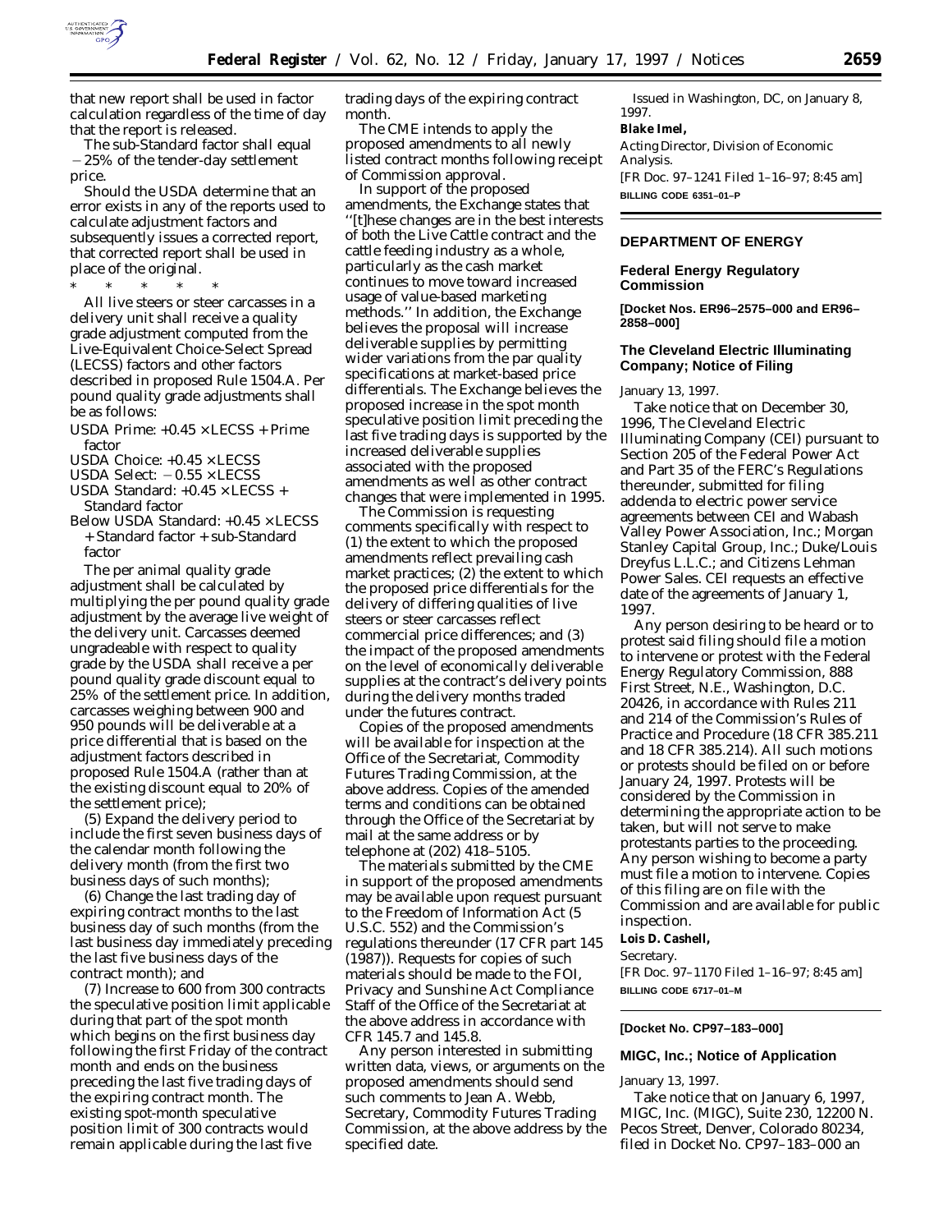that new report shall be used in factor calculation regardless of the time of day that the report is released.

The sub-Standard factor shall equal −25% of the tender-day settlement price.

Should the USDA determine that an error exists in any of the reports used to calculate adjustment factors and subsequently issues a corrected report, that corrected report shall be used in place of the original.

\* \* \* \* \*

All live steers or steer carcasses in a delivery unit shall receive a quality grade adjustment computed from the Live-Equivalent Choice-Select Spread (LECSS) factors and other factors described in proposed Rule 1504.A. Per pound quality grade adjustments shall be as follows:

USDA Prime: +0.45 × LECSS + Prime factor
USDA Choice: +0.45 × LECSS
USDA Select: −0.55 × LECSS
USDA Standard: +0.45 × LECSS + Standard factor
Below USDA Standard: +0.45 × LECSS + Standard factor + sub-Standard factor

The per animal quality grade adjustment shall be calculated by multiplying the per pound quality grade adjustment by the average live weight of the delivery unit. Carcasses deemed ungradeable with respect to quality grade by the USDA shall receive a per pound quality grade discount equal to 25% of the settlement price. In addition, carcasses weighing between 900 and 950 pounds will be deliverable at a price differential that is based on the adjustment factors described in proposed Rule 1504.A (rather than at the existing discount equal to 20% of the settlement price);

(5) Expand the delivery period to include the first seven business days of the calendar month following the delivery month (from the first two business days of such months);

(6) Change the last trading day of expiring contract months to the last business day of such months (from the last business day immediately preceding the last five business days of the contract month); and

(7) Increase to 600 from 300 contracts the speculative position limit applicable during that part of the spot month which begins on the first business day following the first Friday of the contract month and ends on the business preceding the last five trading days of the expiring contract month. The existing spot-month speculative position limit of 300 contracts would remain applicable during the last five trading days of the expiring contract month.

The CME intends to apply the proposed amendments to all newly listed contract months following receipt of Commission approval.

In support of the proposed amendments, the Exchange states that "[t]hese changes are in the best interests of both the Live Cattle contract and the cattle feeding industry as a whole, particularly as the cash market continues to move toward increased usage of value-based marketing methods." In addition, the Exchange believes the proposal will increase deliverable supplies by permitting wider variations from the par quality specifications at market-based price differentials. The Exchange believes the proposed increase in the spot month speculative position limit preceding the last five trading days is supported by the increased deliverable supplies associated with the proposed amendments as well as other contract changes that were implemented in 1995.

The Commission is requesting comments specifically with respect to (1) the extent to which the proposed amendments reflect prevailing cash market practices; (2) the extent to which the proposed price differentials for the delivery of differing qualities of live steers or steer carcasses reflect commercial price differences; and (3) the impact of the proposed amendments on the level of economically deliverable supplies at the contract's delivery points during the delivery months traded under the futures contract.

Copies of the proposed amendments will be available for inspection at the Office of the Secretariat, Commodity Futures Trading Commission, at the above address. Copies of the amended terms and conditions can be obtained through the Office of the Secretariat by mail at the same address or by telephone at (202) 418–5105.

The materials submitted by the CME in support of the proposed amendments may be available upon request pursuant to the Freedom of Information Act (5 U.S.C. 552) and the Commission's regulations thereunder (17 CFR part 145 (1987)). Requests for copies of such materials should be made to the FOI, Privacy and Sunshine Act Compliance Staff of the Office of the Secretariat at the above address in accordance with CFR 145.7 and 145.8.

Any person interested in submitting written data, views, or arguments on the proposed amendments should send such comments to Jean A. Webb, Secretary, Commodity Futures Trading Commission, at the above address by the specified date.

Issued in Washington, DC, on January 8, 1997.

**Blake Imel,**
*Acting Director, Division of Economic Analysis.*

[FR Doc. 97–1241 Filed 1–16–97; 8:45 am]
BILLING CODE 6351–01–P

## DEPARTMENT OF ENERGY

### Federal Energy Regulatory Commission

**[Docket Nos. ER96–2575–000 and ER96–2858–000]**

### The Cleveland Electric Illuminating Company; Notice of Filing

January 13, 1997.

Take notice that on December 30, 1996, The Cleveland Electric Illuminating Company (CEI) pursuant to Section 205 of the Federal Power Act and Part 35 of the FERC's Regulations thereunder, submitted for filing addenda to electric power service agreements between CEI and Wabash Valley Power Association, Inc.; Morgan Stanley Capital Group, Inc.; Duke/Louis Dreyfus L.L.C.; and Citizens Lehman Power Sales. CEI requests an effective date of the agreements of January 1, 1997.

Any person desiring to be heard or to protest said filing should file a motion to intervene or protest with the Federal Energy Regulatory Commission, 888 First Street, N.E., Washington, D.C. 20426, in accordance with Rules 211 and 214 of the Commission's Rules of Practice and Procedure (18 CFR 385.211 and 18 CFR 385.214). All such motions or protests should be filed on or before January 24, 1997. Protests will be considered by the Commission in determining the appropriate action to be taken, but will not serve to make protestants parties to the proceeding. Any person wishing to become a party must file a motion to intervene. Copies of this filing are on file with the Commission and are available for public inspection.

**Lois D. Cashell,**
*Secretary.*

[FR Doc. 97–1170 Filed 1–16–97; 8:45 am]
BILLING CODE 6717–01–M

**[Docket No. CP97–183–000]**

### MIGC, Inc.; Notice of Application

January 13, 1997.

Take notice that on January 6, 1997, MIGC, Inc. (MIGC), Suite 230, 12200 N. Pecos Street, Denver, Colorado 80234, filed in Docket No. CP97–183–000 an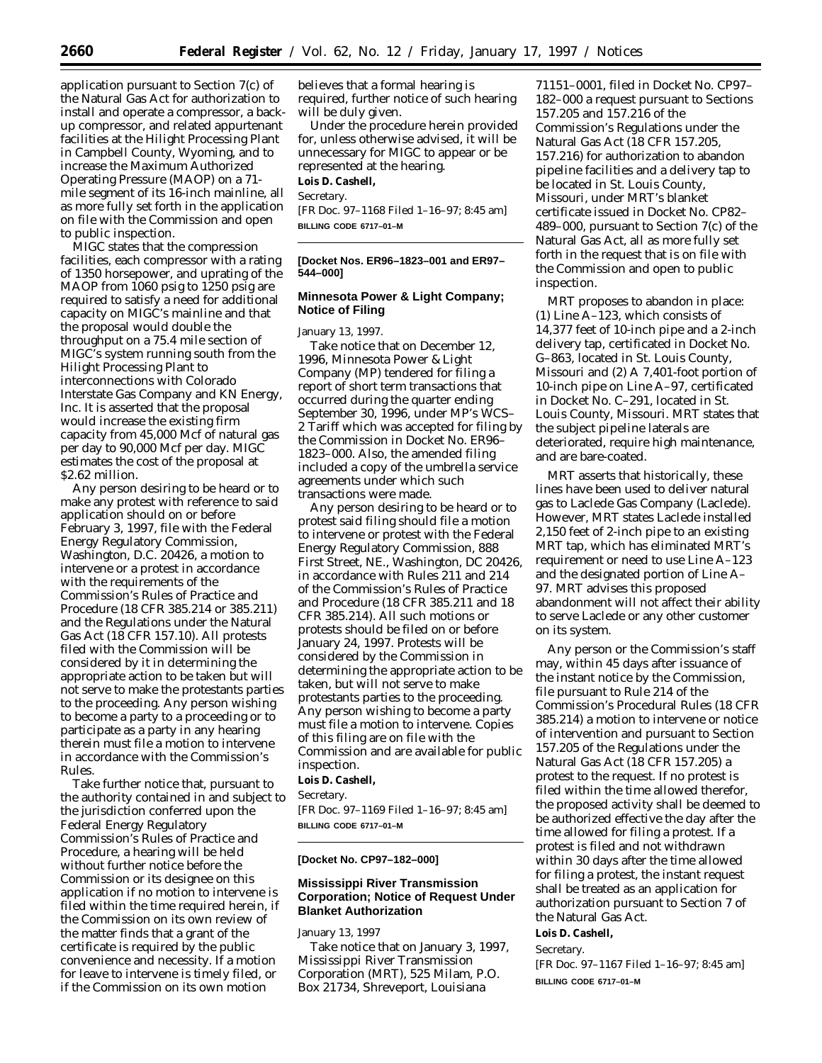application pursuant to Section 7(c) of the Natural Gas Act for authorization to install and operate a compressor, a back-up compressor, and related appurtenant facilities at the Hilight Processing Plant in Campbell County, Wyoming, and to increase the Maximum Authorized Operating Pressure (MAOP) on a 71-mile segment of its 16-inch mainline, all as more fully set forth in the application on file with the Commission and open to public inspection.

MIGC states that the compression facilities, each compressor with a rating of 1350 horsepower, and uprating of the MAOP from 1060 psig to 1250 psig are required to satisfy a need for additional capacity on MIGC's mainline and that the proposal would double the throughput on a 75.4 mile section of MIGC's system running south from the Hilight Processing Plant to interconnections with Colorado Interstate Gas Company and KN Energy, Inc. It is asserted that the proposal would increase the existing firm capacity from 45,000 Mcf of natural gas per day to 90,000 Mcf per day. MIGC estimates the cost of the proposal at $2.62 million.

Any person desiring to be heard or to make any protest with reference to said application should on or before February 3, 1997, file with the Federal Energy Regulatory Commission, Washington, D.C. 20426, a motion to intervene or a protest in accordance with the requirements of the Commission's Rules of Practice and Procedure (18 CFR 385.214 or 385.211) and the Regulations under the Natural Gas Act (18 CFR 157.10). All protests filed with the Commission will be considered by it in determining the appropriate action to be taken but will not serve to make the protestants parties to the proceeding. Any person wishing to become a party to a proceeding or to participate as a party in any hearing therein must file a motion to intervene in accordance with the Commission's Rules.

Take further notice that, pursuant to the authority contained in and subject to the jurisdiction conferred upon the Federal Energy Regulatory Commission's Rules of Practice and Procedure, a hearing will be held without further notice before the Commission or its designee on this application if no motion to intervene is filed within the time required herein, if the Commission on its own review of the matter finds that a grant of the certificate is required by the public convenience and necessity. If a motion for leave to intervene is timely filed, or if the Commission on its own motion believes that a formal hearing is required, further notice of such hearing will be duly given.

Under the procedure herein provided for, unless otherwise advised, it will be unnecessary for MIGC to appear or be represented at the hearing.

**Lois D. Cashell,**

*Secretary.*

[FR Doc. 97–1168 Filed 1–16–97; 8:45 am]

**BILLING CODE 6717–01–M**

**[Docket Nos. ER96–1823–001 and ER97–544–000]**

## Minnesota Power & Light Company; Notice of Filing

January 13, 1997.

Take notice that on December 12, 1996, Minnesota Power & Light Company (MP) tendered for filing a report of short term transactions that occurred during the quarter ending September 30, 1996, under MP's WCS–2 Tariff which was accepted for filing by the Commission in Docket No. ER96–1823–000. Also, the amended filing included a copy of the umbrella service agreements under which such transactions were made.

Any person desiring to be heard or to protest said filing should file a motion to intervene or protest with the Federal Energy Regulatory Commission, 888 First Street, NE., Washington, DC 20426, in accordance with Rules 211 and 214 of the Commission's Rules of Practice and Procedure (18 CFR 385.211 and 18 CFR 385.214). All such motions or protests should be filed on or before January 24, 1997. Protests will be considered by the Commission in determining the appropriate action to be taken, but will not serve to make protestants parties to the proceeding. Any person wishing to become a party must file a motion to intervene. Copies of this filing are on file with the Commission and are available for public inspection.

**Lois D. Cashell,**

*Secretary.*

[FR Doc. 97–1169 Filed 1–16–97; 8:45 am]

**BILLING CODE 6717–01–M**

**[Docket No. CP97–182–000]**

## Mississippi River Transmission Corporation; Notice of Request Under Blanket Authorization

January 13, 1997

Take notice that on January 3, 1997, Mississippi River Transmission Corporation (MRT), 525 Milam, P.O. Box 21734, Shreveport, Louisiana 71151–0001, filed in Docket No. CP97–182–000 a request pursuant to Sections 157.205 and 157.216 of the Commission's Regulations under the Natural Gas Act (18 CFR 157.205, 157.216) for authorization to abandon pipeline facilities and a delivery tap to be located in St. Louis County, Missouri, under MRT's blanket certificate issued in Docket No. CP82–489–000, pursuant to Section 7(c) of the Natural Gas Act, all as more fully set forth in the request that is on file with the Commission and open to public inspection.

MRT proposes to abandon in place: (1) Line A–123, which consists of 14,377 feet of 10-inch pipe and a 2-inch delivery tap, certificated in Docket No. G–863, located in St. Louis County, Missouri and (2) A 7,401-foot portion of 10-inch pipe on Line A–97, certificated in Docket No. C–291, located in St. Louis County, Missouri. MRT states that the subject pipeline laterals are deteriorated, require high maintenance, and are bare-coated.

MRT asserts that historically, these lines have been used to deliver natural gas to Laclede Gas Company (Laclede). However, MRT states Laclede installed 2,150 feet of 2-inch pipe to an existing MRT tap, which has eliminated MRT's requirement or need to use Line A–123 and the designated portion of Line A–97. MRT advises this proposed abandonment will not affect their ability to serve Laclede or any other customer on its system.

Any person or the Commission's staff may, within 45 days after issuance of the instant notice by the Commission, file pursuant to Rule 214 of the Commission's Procedural Rules (18 CFR 385.214) a motion to intervene or notice of intervention and pursuant to Section 157.205 of the Regulations under the Natural Gas Act (18 CFR 157.205) a protest to the request. If no protest is filed within the time allowed therefor, the proposed activity shall be deemed to be authorized effective the day after the time allowed for filing a protest. If a protest is filed and not withdrawn within 30 days after the time allowed for filing a protest, the instant request shall be treated as an application for authorization pursuant to Section 7 of the Natural Gas Act.

**Lois D. Cashell,**

*Secretary.*

[FR Doc. 97–1167 Filed 1–16–97; 8:45 am]

**BILLING CODE 6717–01–M**